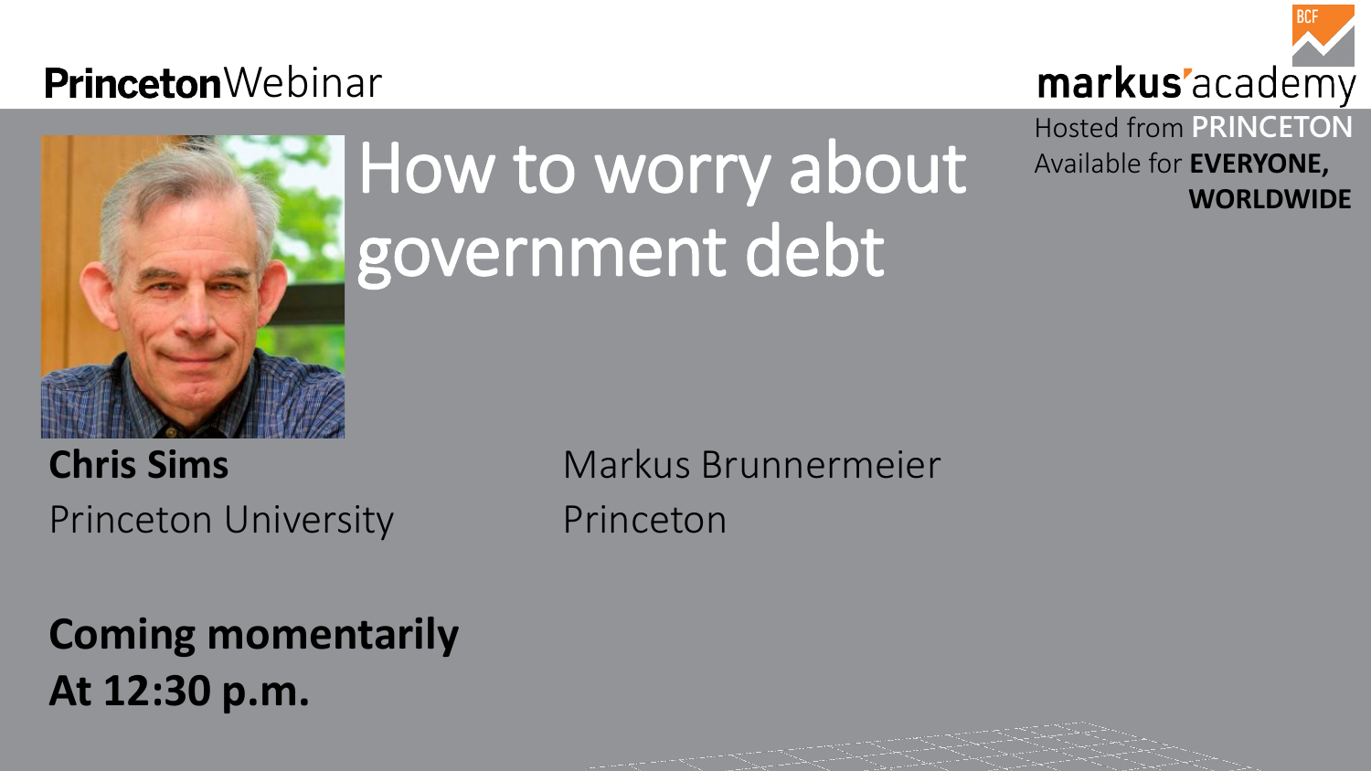**Princeton**Webinar

**markus'**academy

Hosted from **PRINCETON**
Available for **EVERYONE, WORLDWIDE**

# How to worry about government debt

**Chris Sims**
Princeton University

Markus Brunnermeier
Princeton

**Coming momentarily**
**At 12:30 p.m.**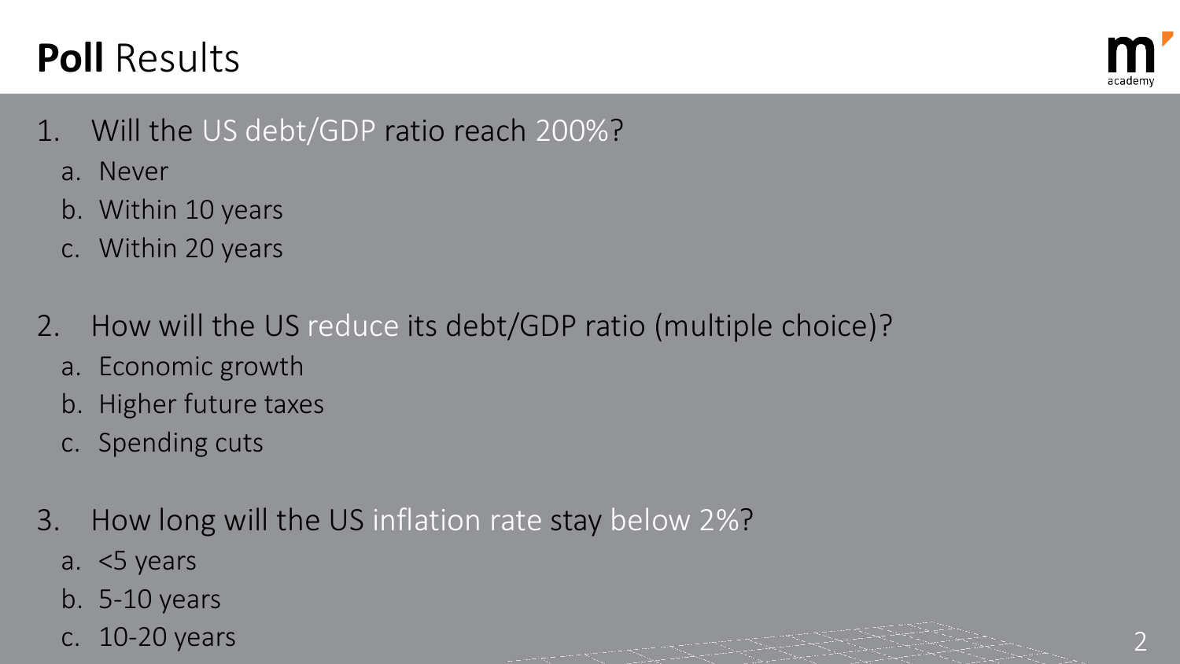# **Poll** Results

1. Will the US debt/GDP ratio reach 200%?
   a. Never
   b. Within 10 years
   c. Within 20 years

2. How will the US reduce its debt/GDP ratio (multiple choice)?
   a. Economic growth
   b. Higher future taxes
   c. Spending cuts

3. How long will the US inflation rate stay below 2%?
   a. <5 years
   b. 5-10 years
   c. 10-20 years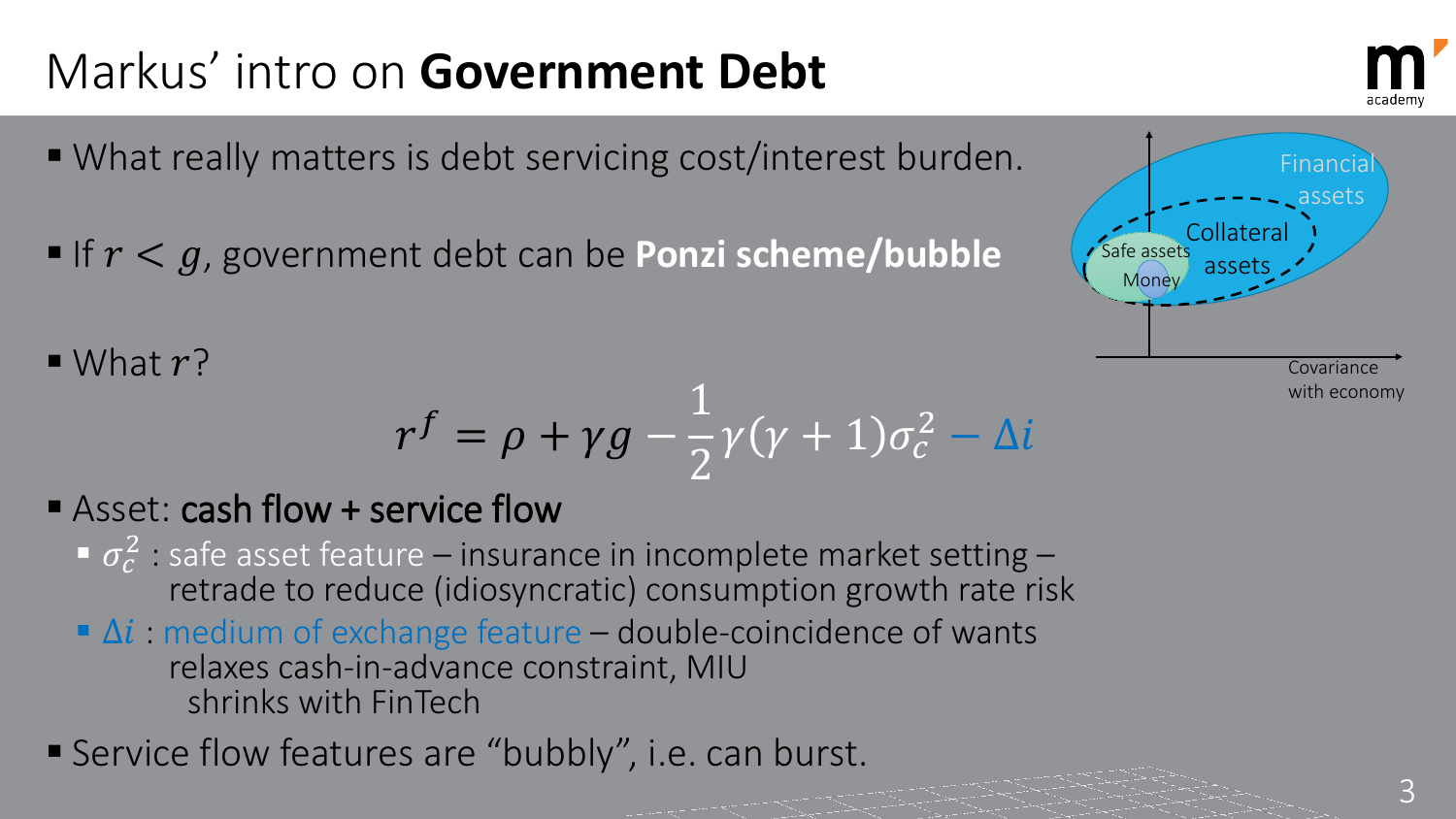# Markus' intro on **Government Debt**

- What really matters is debt servicing cost/interest burden.
- If $r < g$, government debt can be **Ponzi scheme/bubble**
- What $r$?

$$r^f = \rho + \gamma g - \frac{1}{2}\gamma(\gamma + 1)\sigma_c^2 - \Delta i$$

- Asset: **cash flow + service flow**
  - $\sigma_c^2$ : safe asset feature – insurance in incomplete market setting – retrade to reduce (idiosyncratic) consumption growth rate risk
  - $\Delta i$ : medium of exchange feature – double-coincidence of wants relaxes cash-in-advance constraint, MIU
    shrinks with FinTech
- Service flow features are "bubbly", i.e. can burst.

Financial assets

Collateral assets

Safe assets

Money

Covariance with economy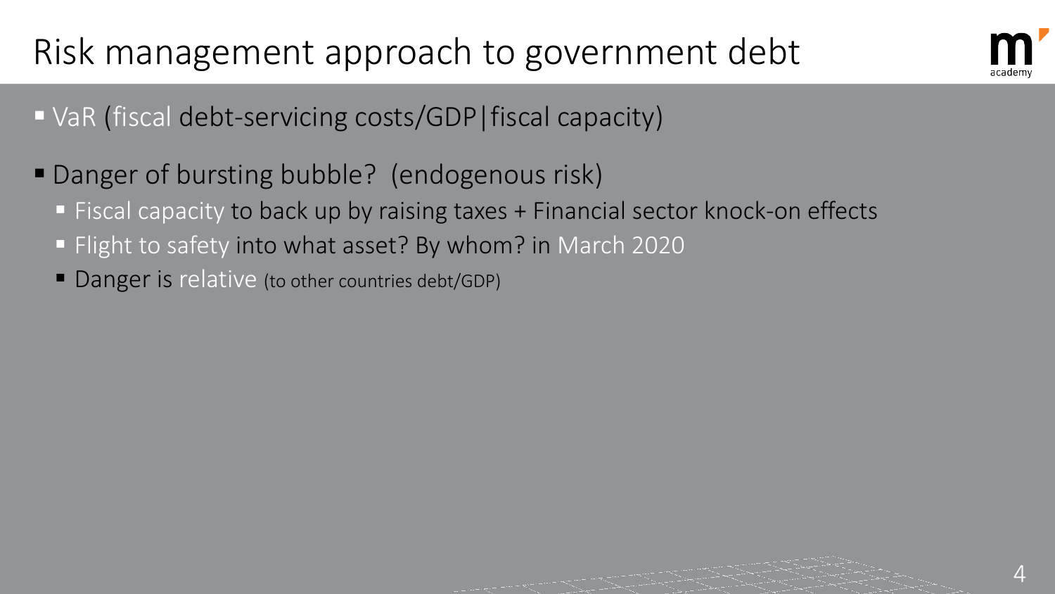# Risk management approach to government debt

- VaR (fiscal debt-servicing costs/GDP|fiscal capacity)
- Danger of bursting bubble? (endogenous risk)
  - Fiscal capacity to back up by raising taxes + Financial sector knock-on effects
  - Flight to safety into what asset? By whom? in March 2020
  - Danger is relative (to other countries debt/GDP)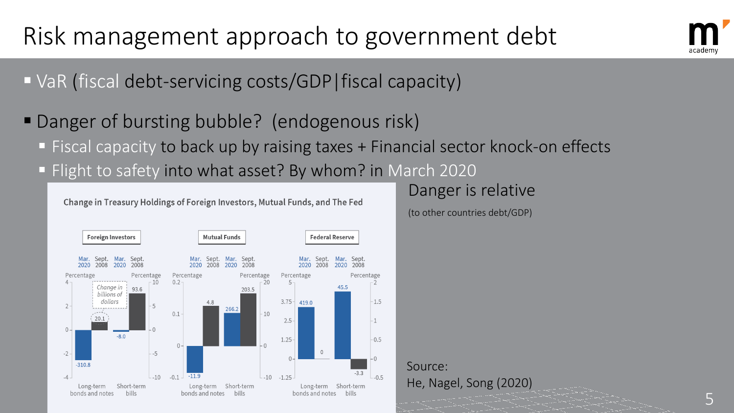# Risk management approach to government debt

- VaR (fiscal debt-servicing costs/GDP|fiscal capacity)
- Danger of bursting bubble? (endogenous risk)
  - Fiscal capacity to back up by raising taxes + Financial sector knock-on effects
  - Flight to safety into what asset? By whom? in March 2020

**Change in Treasury Holdings of Foreign Investors, Mutual Funds, and The Fed**

| | Foreign Investors | | Mutual Funds | | Federal Reserve | |
|---|---|---|---|---|---|---|
| | Long-term bonds and notes | Short-term bills | Long-term bonds and notes | Short-term bills | Long-term bonds and notes | Short-term bills |
| Mar. 2020 | -310.8 | -8.0 | -11.9 | 266.2 | 419.0 | 45.5 |
| Sept. 2008 | 20.1 | 93.6 | 4.8 | 203.5 | 0 | -3.3 |

Change in billions of dollars

Danger is relative

(to other countries debt/GDP)

Source:
He, Nagel, Song (2020)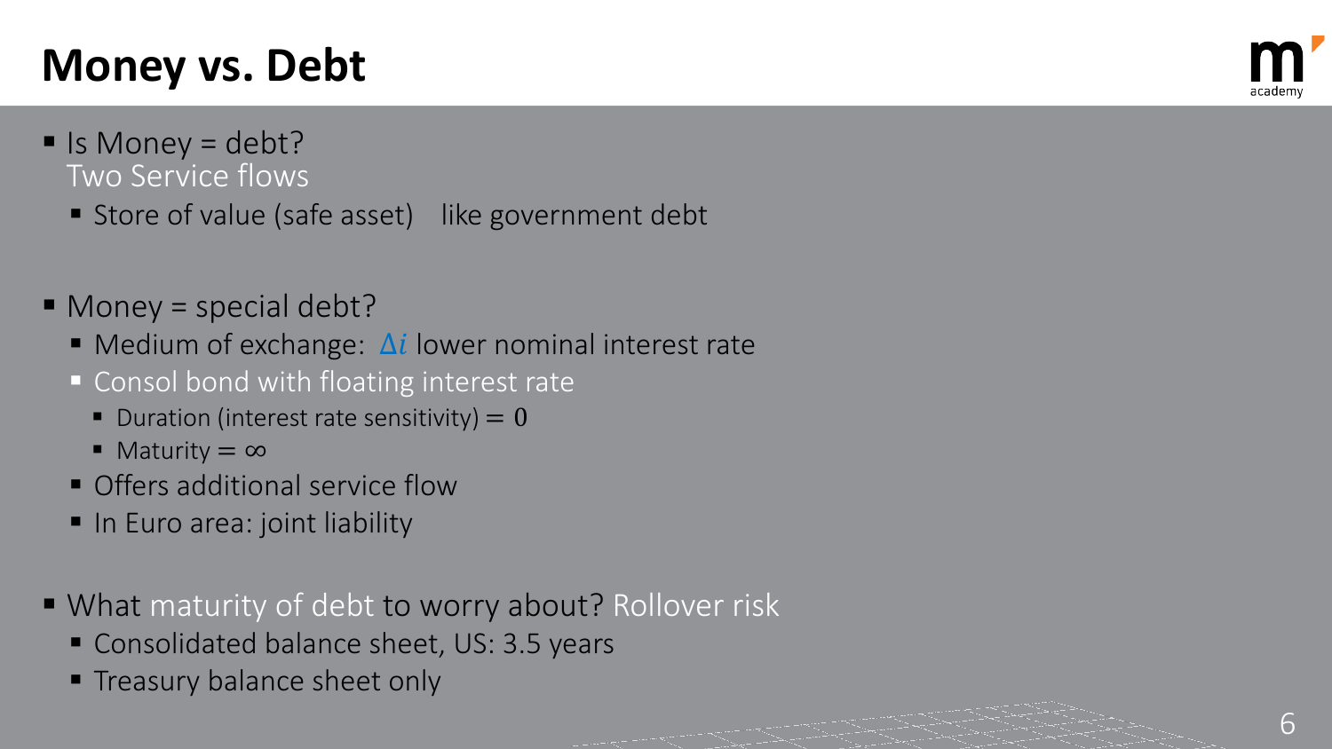# Money vs. Debt

- Is Money = debt?
  Two Service flows
  - Store of value (safe asset) like government debt
- Money = special debt?
  - Medium of exchange: $\Delta i$ lower nominal interest rate
  - Consol bond with floating interest rate
    - Duration (interest rate sensitivity) $= 0$
    - Maturity $= \infty$
  - Offers additional service flow
  - In Euro area: joint liability
- What maturity of debt to worry about? Rollover risk
  - Consolidated balance sheet, US: 3.5 years
  - Treasury balance sheet only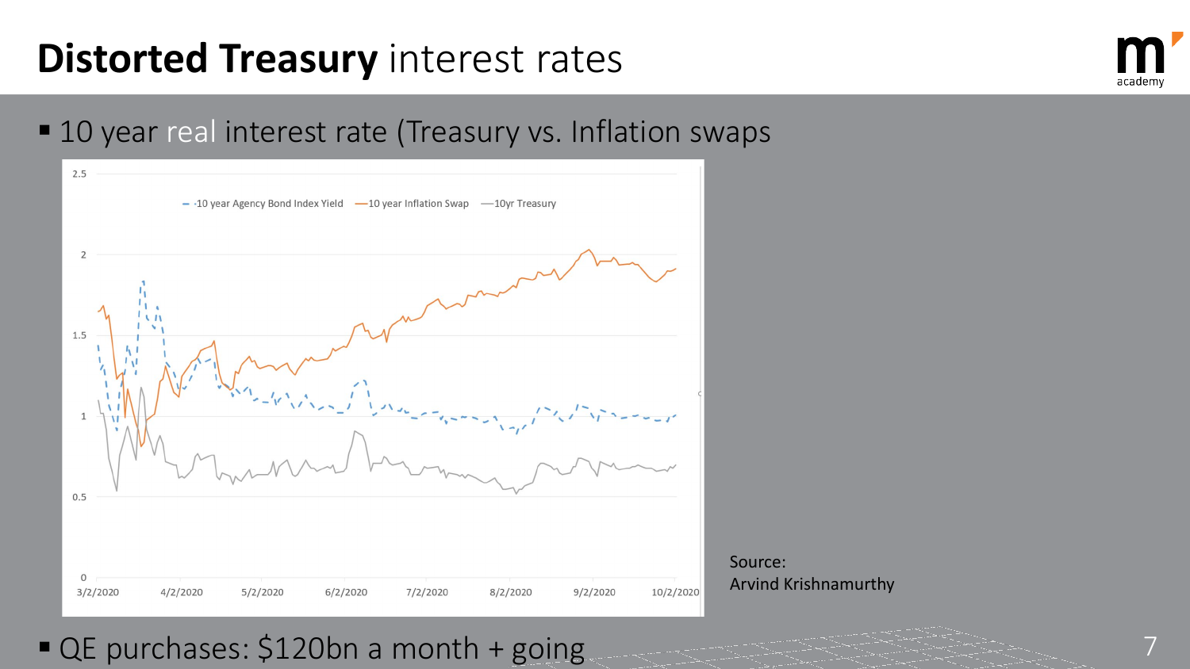# **Distorted Treasury** interest rates

- 10 year real interest rate (Treasury vs. Inflation swaps

Source:
Arvind Krishnamurthy

- QE purchases: $120bn a month + going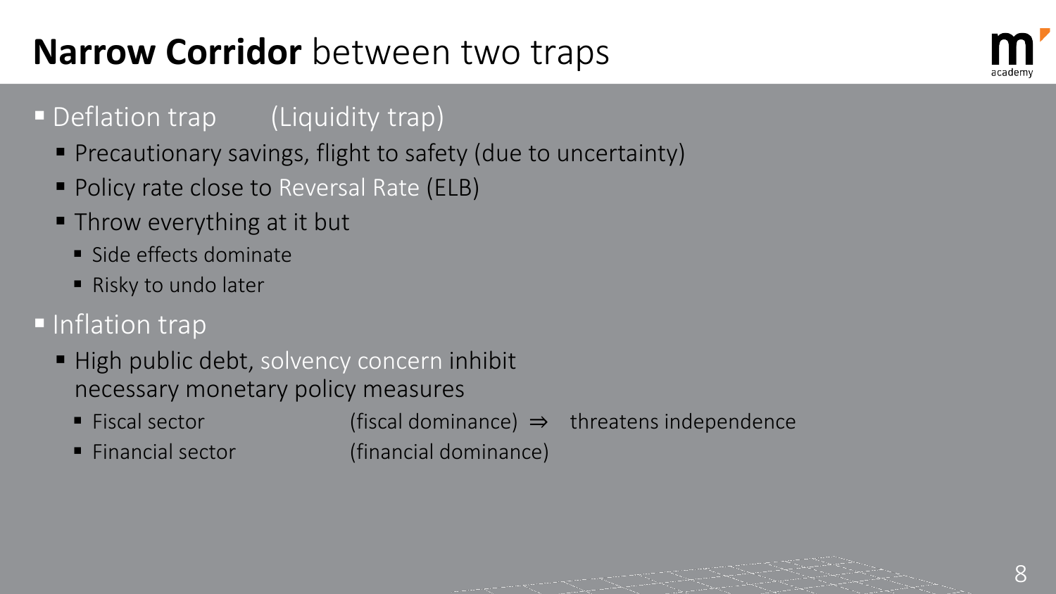# **Narrow Corridor** between two traps

- Deflation trap (Liquidity trap)
  - Precautionary savings, flight to safety (due to uncertainty)
  - Policy rate close to Reversal Rate (ELB)
  - Throw everything at it but
    - Side effects dominate
    - Risky to undo later
- Inflation trap
  - High public debt, solvency concern inhibit necessary monetary policy measures
    - Fiscal sector (fiscal dominance) $\Rightarrow$ threatens independence
    - Financial sector (financial dominance)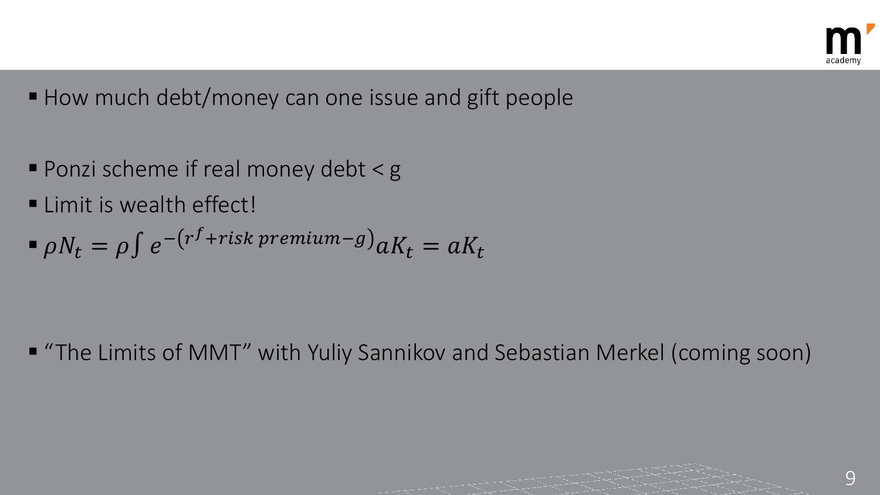- How much debt/money can one issue and gift people

- Ponzi scheme if real money debt < g
- Limit is wealth effect!
- $\rho N_t = \rho \int e^{-(r^f + risk\ premium - g)} a K_t = a K_t$

- "The Limits of MMT" with Yuliy Sannikov and Sebastian Merkel (coming soon)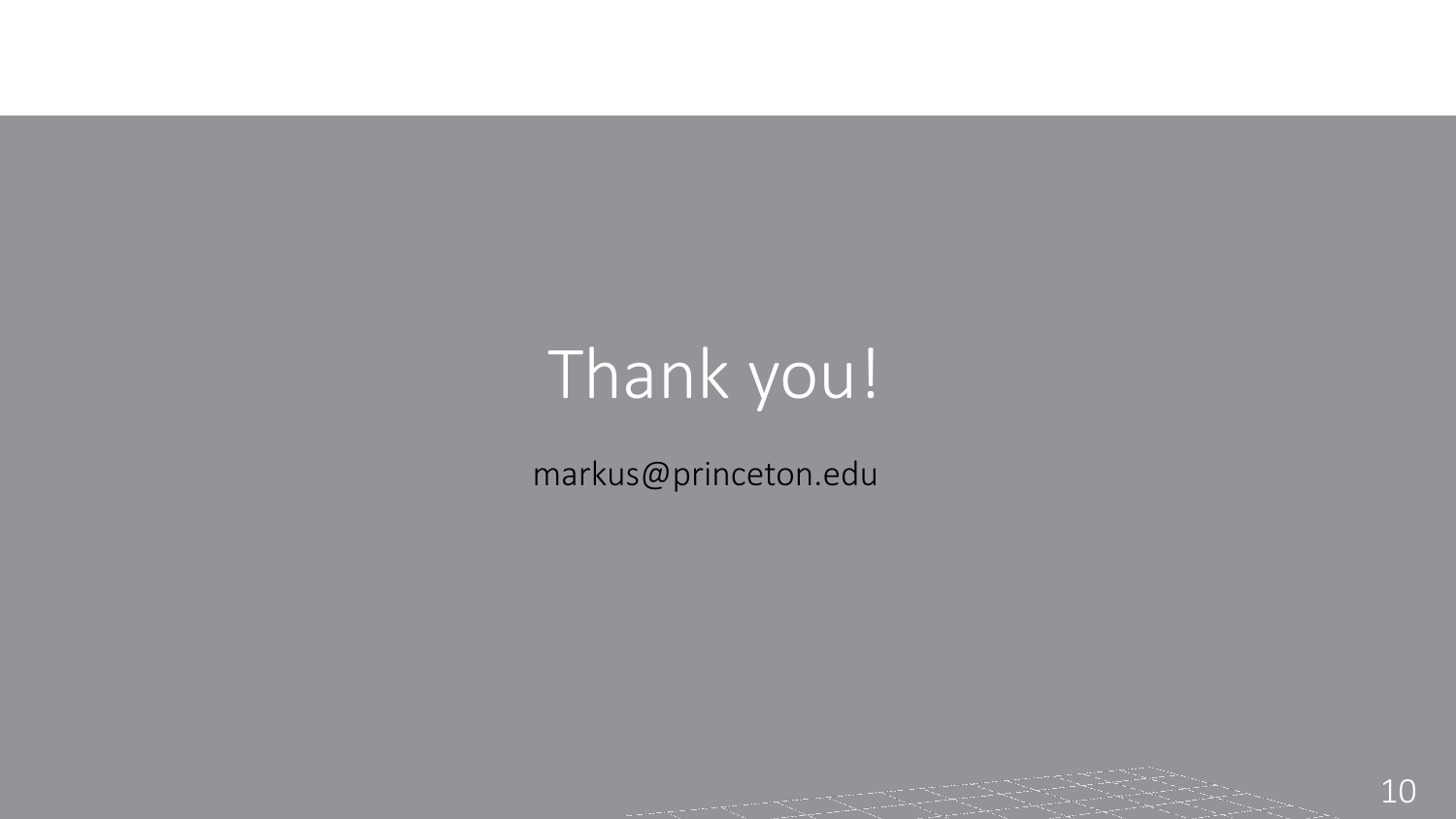# Thank you!

markus@princeton.edu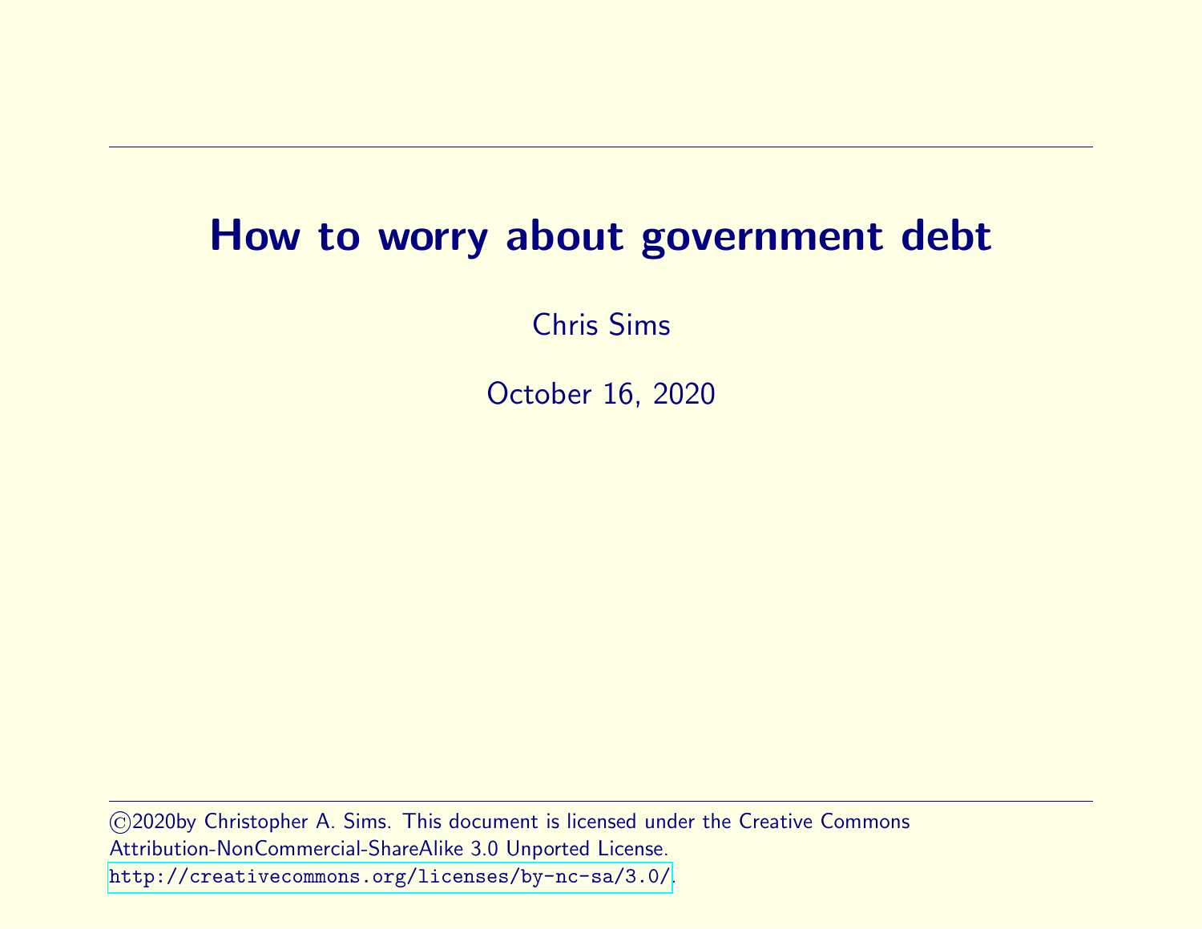# How to worry about government debt

Chris Sims

October 16, 2020

©2020by Christopher A. Sims. This document is licensed under the Creative Commons Attribution-NonCommercial-ShareAlike 3.0 Unported License. http://creativecommons.org/licenses/by-nc-sa/3.0/.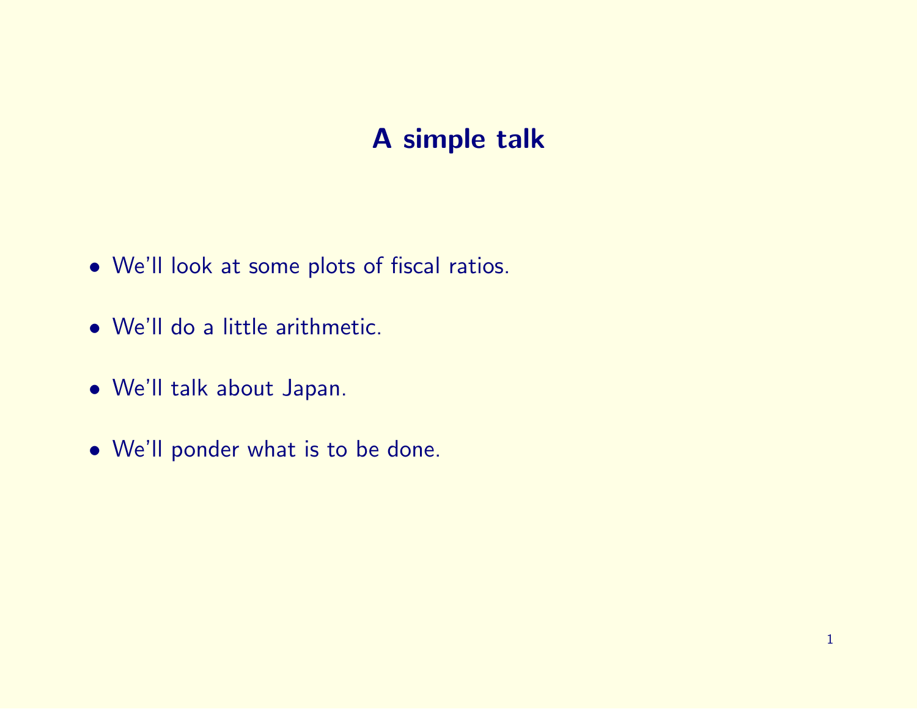# A simple talk

- We'll look at some plots of fiscal ratios.
- We'll do a little arithmetic.
- We'll talk about Japan.
- We'll ponder what is to be done.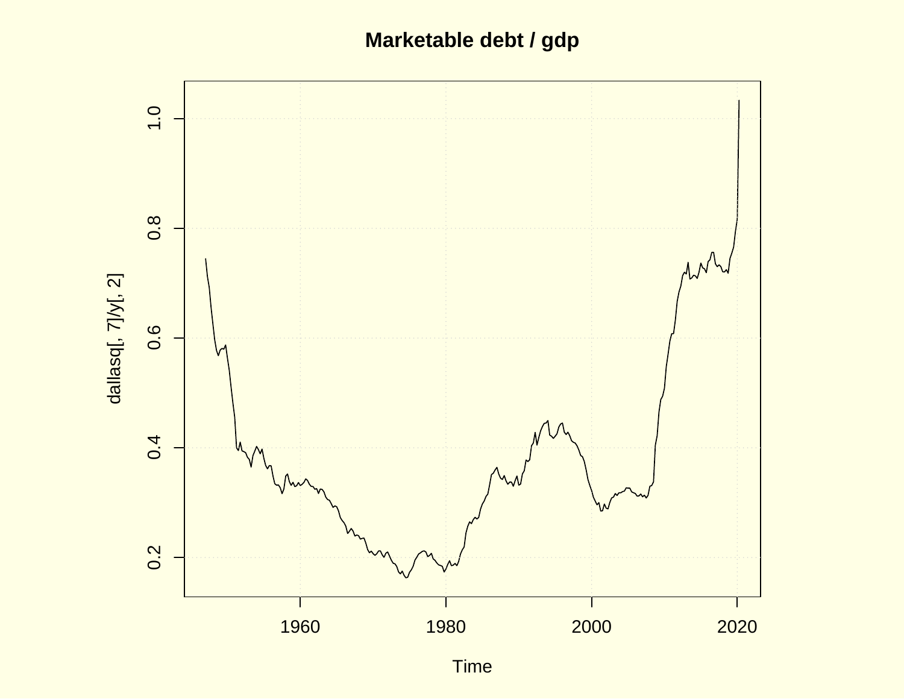# Marketable debt / gdp

dallasq[, 7]/y[, 2]

Time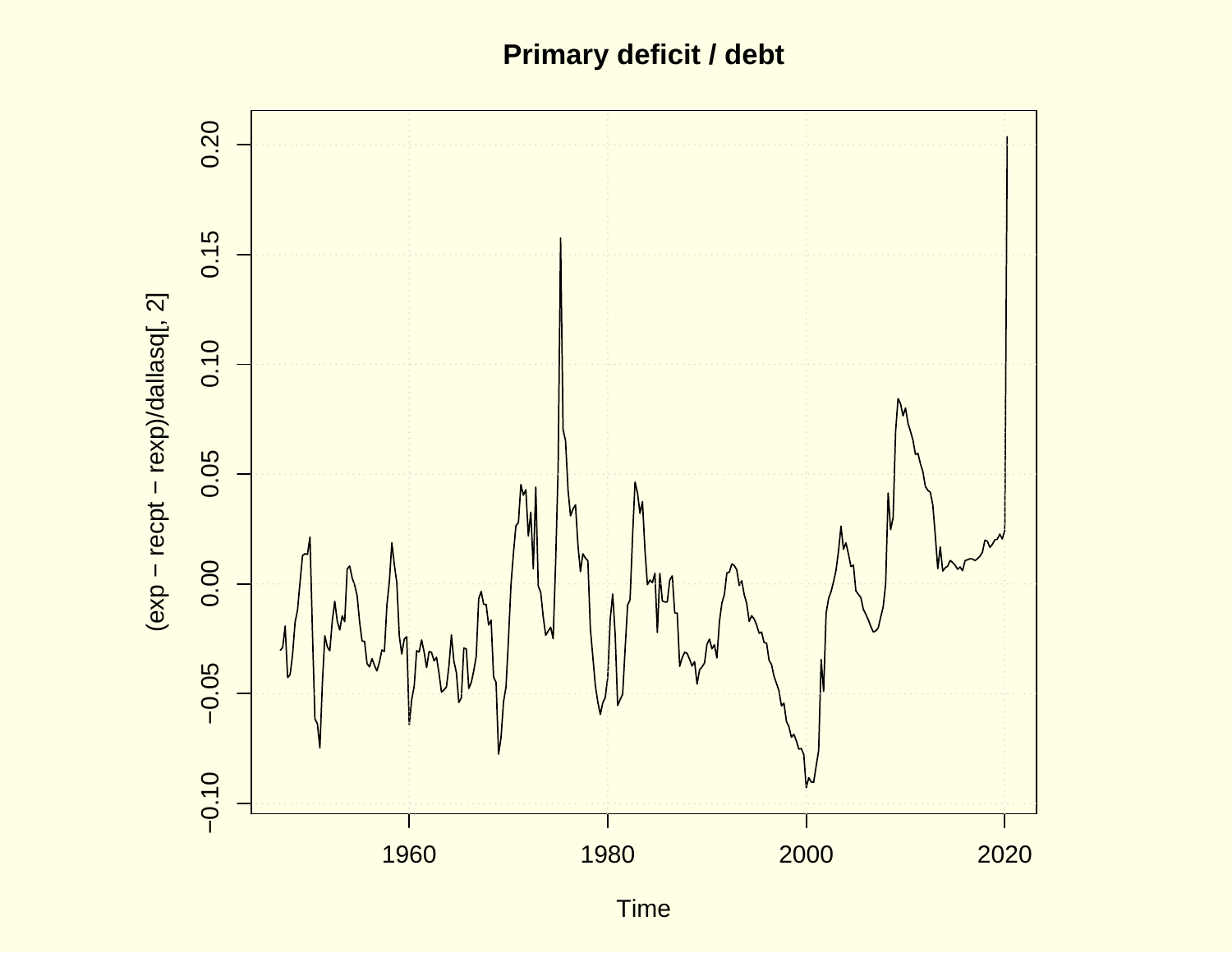**Primary deficit / debt**

(exp − recpt − rexp)/dallasq[, 2]

0.20
0.15
0.10
0.05
0.00
−0.05
−0.10

1960 1980 2000 2020

Time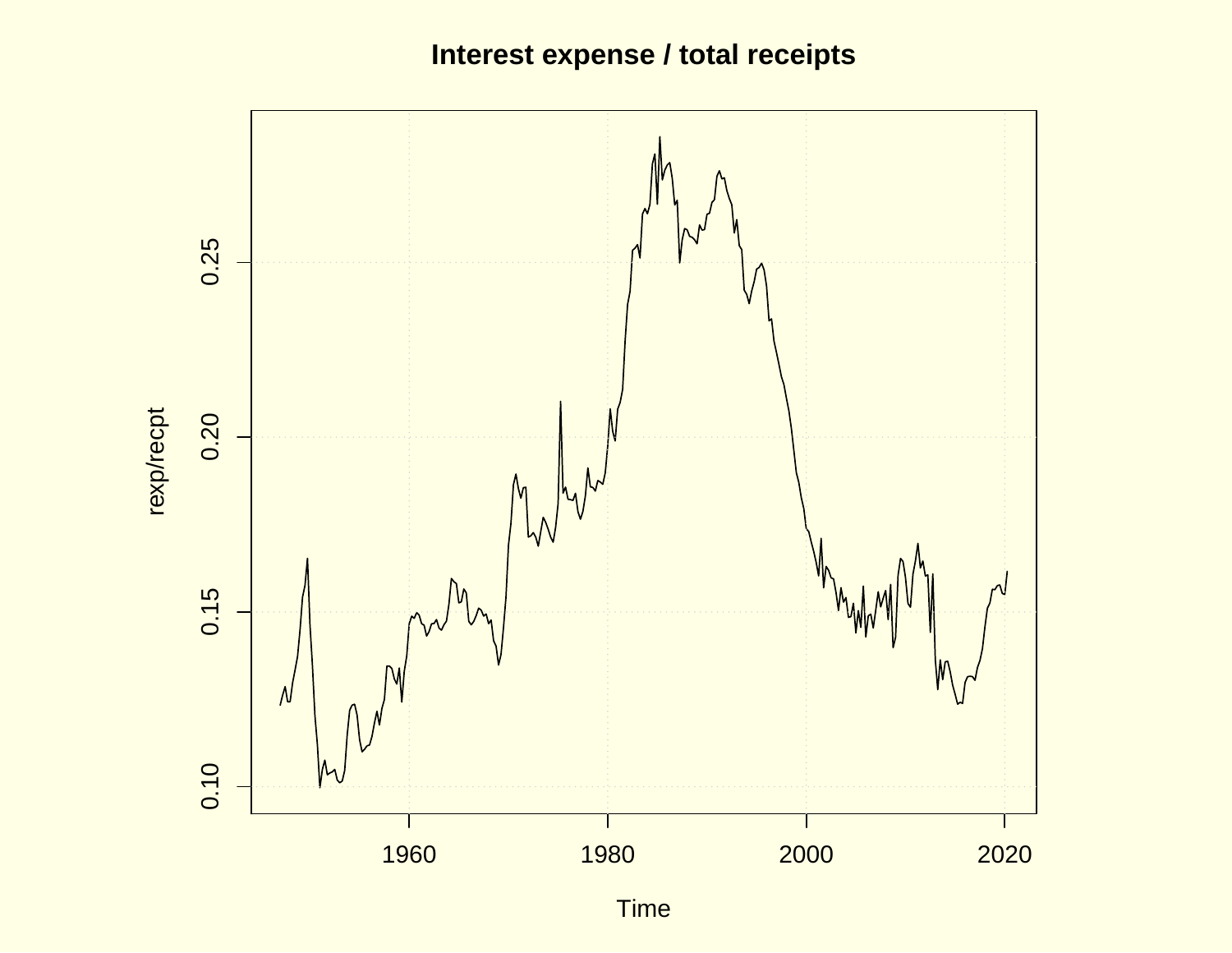## Interest expense / total receipts

rexp/recpt

0.10 0.15 0.20 0.25

1960 1980 2000 2020

Time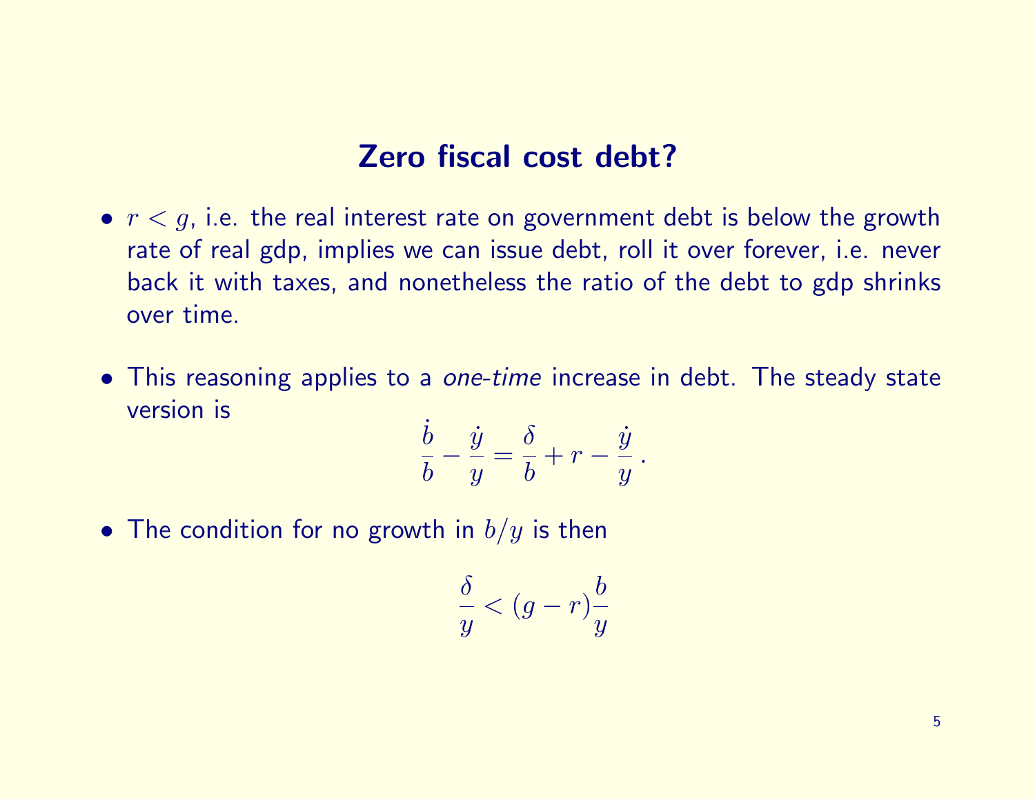# Zero fiscal cost debt?

- $r < g$, i.e. the real interest rate on government debt is below the growth rate of real gdp, implies we can issue debt, roll it over forever, i.e. never back it with taxes, and nonetheless the ratio of the debt to gdp shrinks over time.

- This reasoning applies to a *one-time* increase in debt. The steady state version is

$$\frac{\dot{b}}{b} - \frac{\dot{y}}{y} = \frac{\delta}{b} + r - \frac{\dot{y}}{y}\,.$$

- The condition for no growth in $b/y$ is then

$$\frac{\delta}{y} < (g - r)\frac{b}{y}$$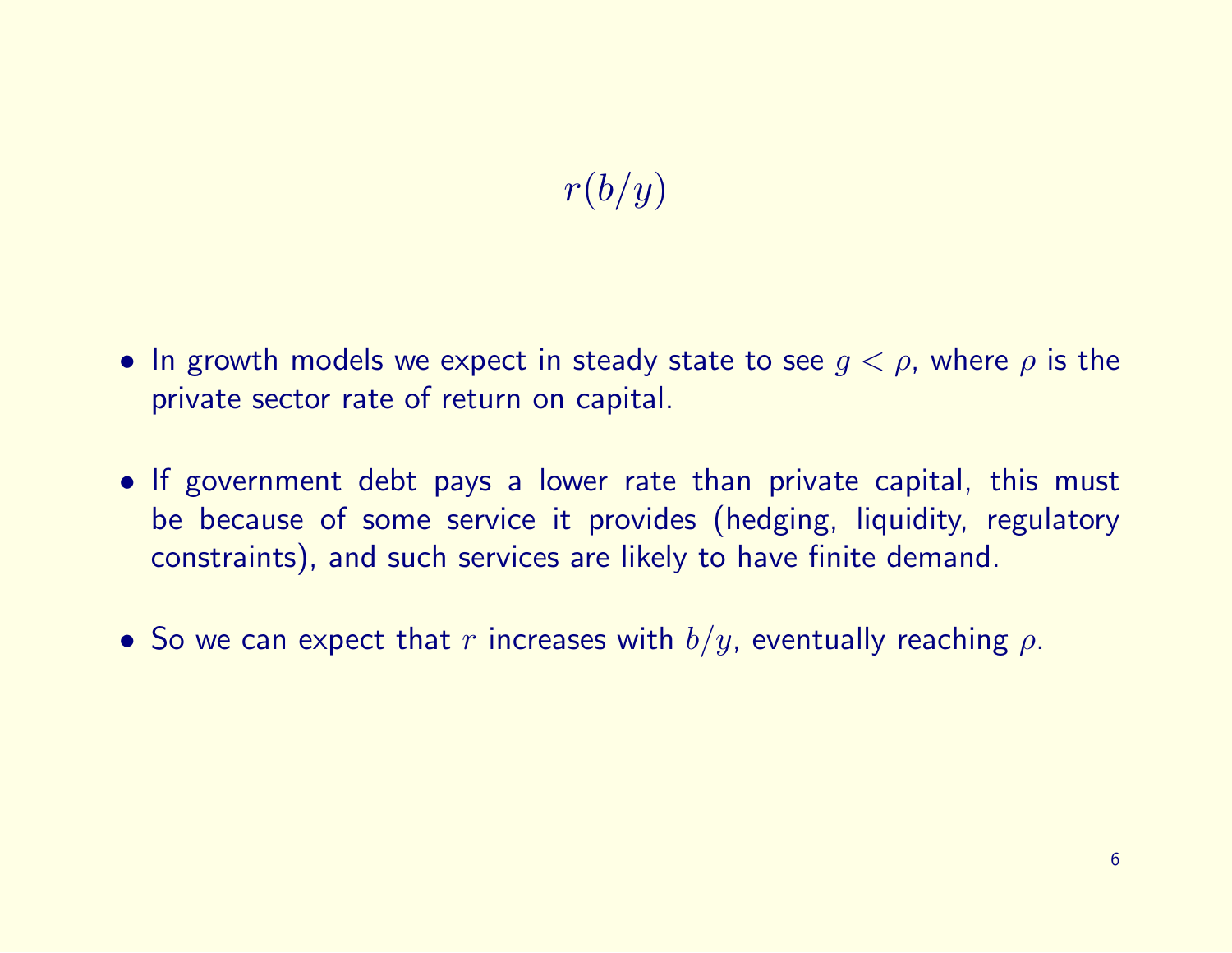# $r(b/y)$

- In growth models we expect in steady state to see $g < \rho$, where $\rho$ is the private sector rate of return on capital.
- If government debt pays a lower rate than private capital, this must be because of some service it provides (hedging, liquidity, regulatory constraints), and such services are likely to have finite demand.
- So we can expect that $r$ increases with $b/y$, eventually reaching $\rho$.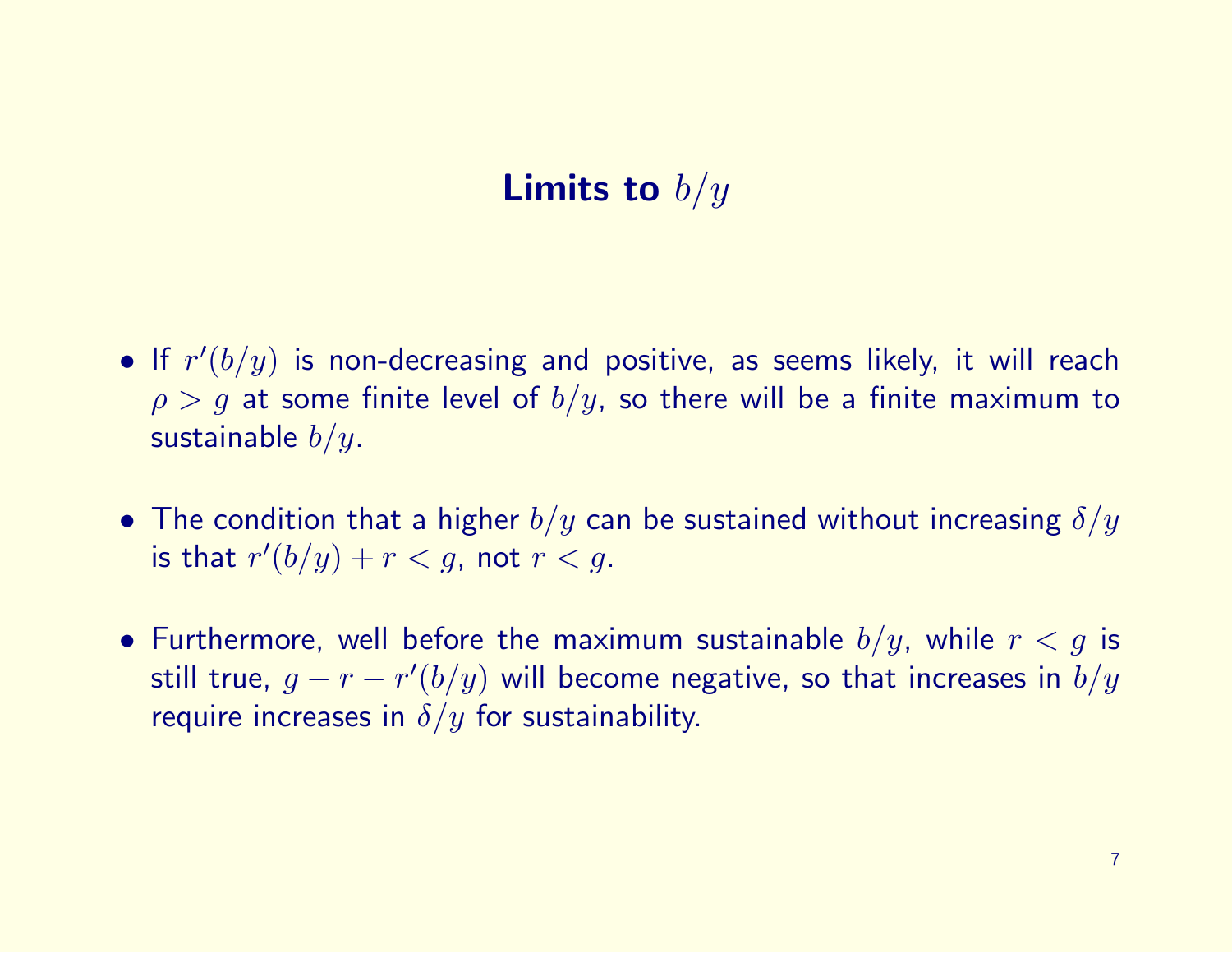## Limits to $b/y$

- If $r'(b/y)$ is non-decreasing and positive, as seems likely, it will reach $\rho > g$ at some finite level of $b/y$, so there will be a finite maximum to sustainable $b/y$.
- The condition that a higher $b/y$ can be sustained without increasing $\delta/y$ is that $r'(b/y) + r < g$, not $r < g$.
- Furthermore, well before the maximum sustainable $b/y$, while $r < g$ is still true, $g - r - r'(b/y)$ will become negative, so that increases in $b/y$ require increases in $\delta/y$ for sustainability.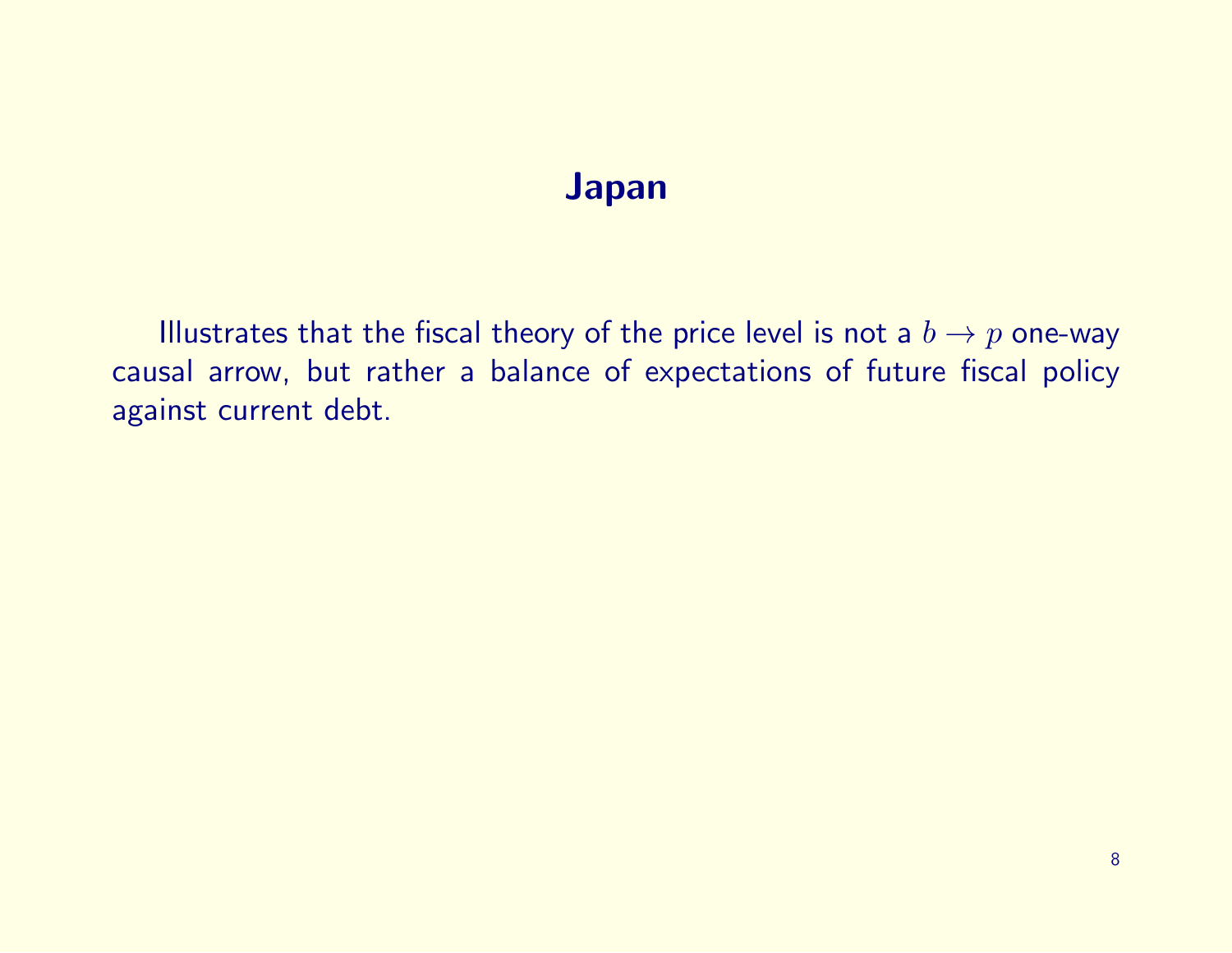# Japan

Illustrates that the fiscal theory of the price level is not a $b \to p$ one-way causal arrow, but rather a balance of expectations of future fiscal policy against current debt.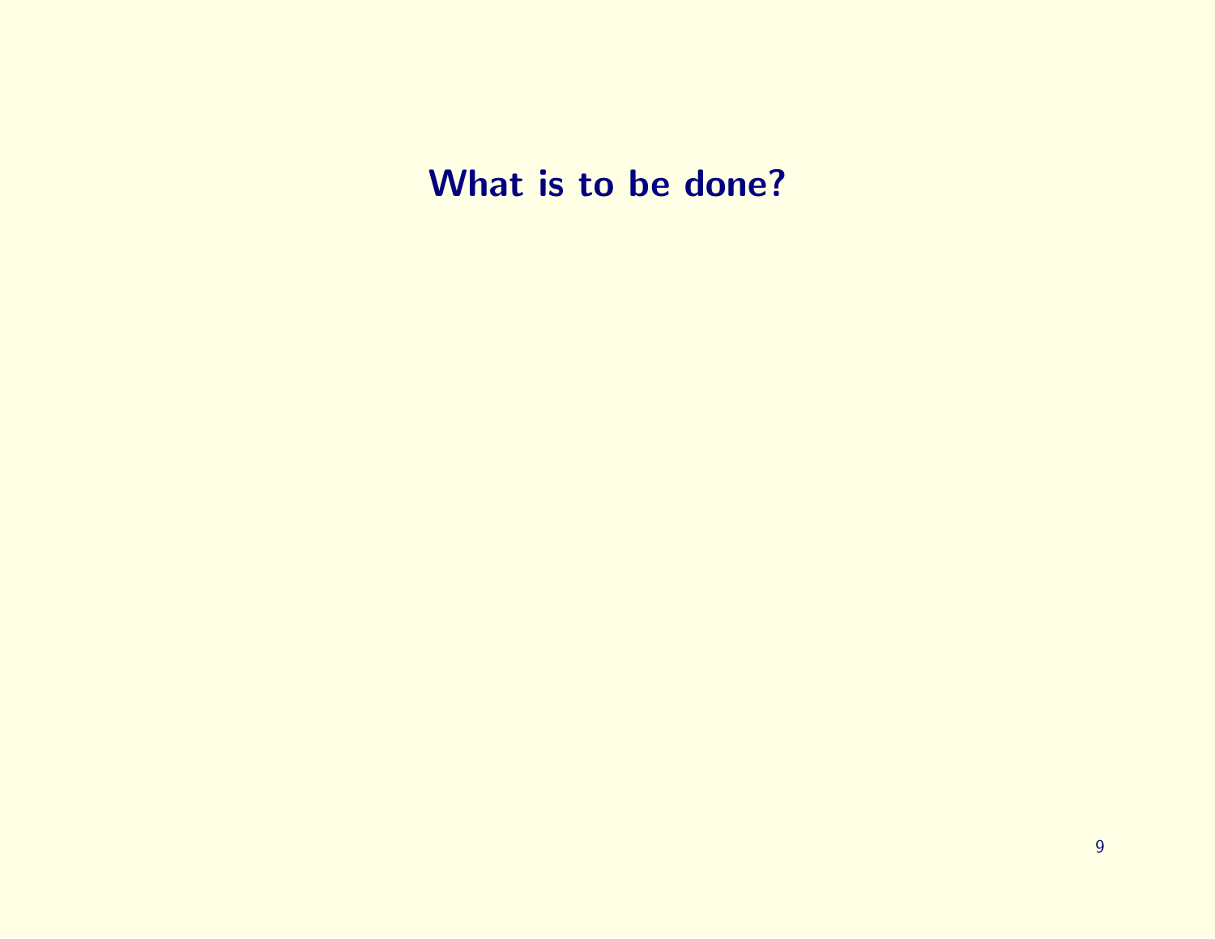# What is to be done?